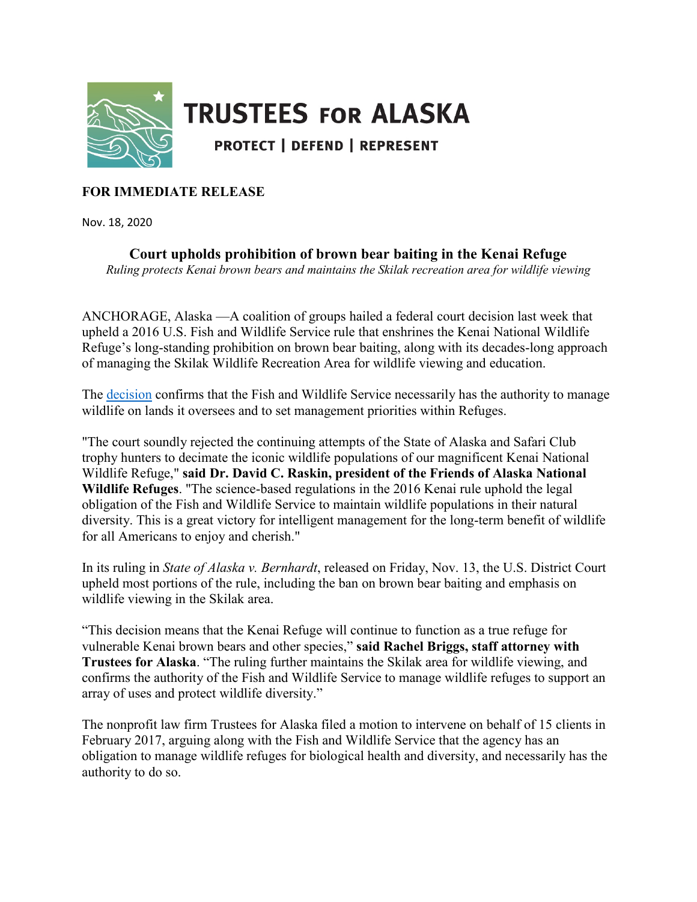# TRUSTEES FOR ALASKA

PROTECT | DEFEND | REPRESENT

**FOR IMMEDIATE RELEASE**

Nov. 18, 2020

## Court upholds prohibition of brown bear baiting in the Kenai Refuge

*Ruling protects Kenai brown bears and maintains the Skilak recreation area for wildlife viewing*

ANCHORAGE, Alaska —A coalition of groups hailed a federal court decision last week that upheld a 2016 U.S. Fish and Wildlife Service rule that enshrines the Kenai National Wildlife Refuge's long-standing prohibition on brown bear baiting, along with its decades-long approach of managing the Skilak Wildlife Recreation Area for wildlife viewing and education.

The decision confirms that the Fish and Wildlife Service necessarily has the authority to manage wildlife on lands it oversees and to set management priorities within Refuges.

"The court soundly rejected the continuing attempts of the State of Alaska and Safari Club trophy hunters to decimate the iconic wildlife populations of our magnificent Kenai National Wildlife Refuge," **said Dr. David C. Raskin, president of the Friends of Alaska National Wildlife Refuges**. "The science-based regulations in the 2016 Kenai rule uphold the legal obligation of the Fish and Wildlife Service to maintain wildlife populations in their natural diversity. This is a great victory for intelligent management for the long-term benefit of wildlife for all Americans to enjoy and cherish."

In its ruling in *State of Alaska v. Bernhardt*, released on Friday, Nov. 13, the U.S. District Court upheld most portions of the rule, including the ban on brown bear baiting and emphasis on wildlife viewing in the Skilak area.

"This decision means that the Kenai Refuge will continue to function as a true refuge for vulnerable Kenai brown bears and other species," **said Rachel Briggs, staff attorney with Trustees for Alaska**. "The ruling further maintains the Skilak area for wildlife viewing, and confirms the authority of the Fish and Wildlife Service to manage wildlife refuges to support an array of uses and protect wildlife diversity."

The nonprofit law firm Trustees for Alaska filed a motion to intervene on behalf of 15 clients in February 2017, arguing along with the Fish and Wildlife Service that the agency has an obligation to manage wildlife refuges for biological health and diversity, and necessarily has the authority to do so.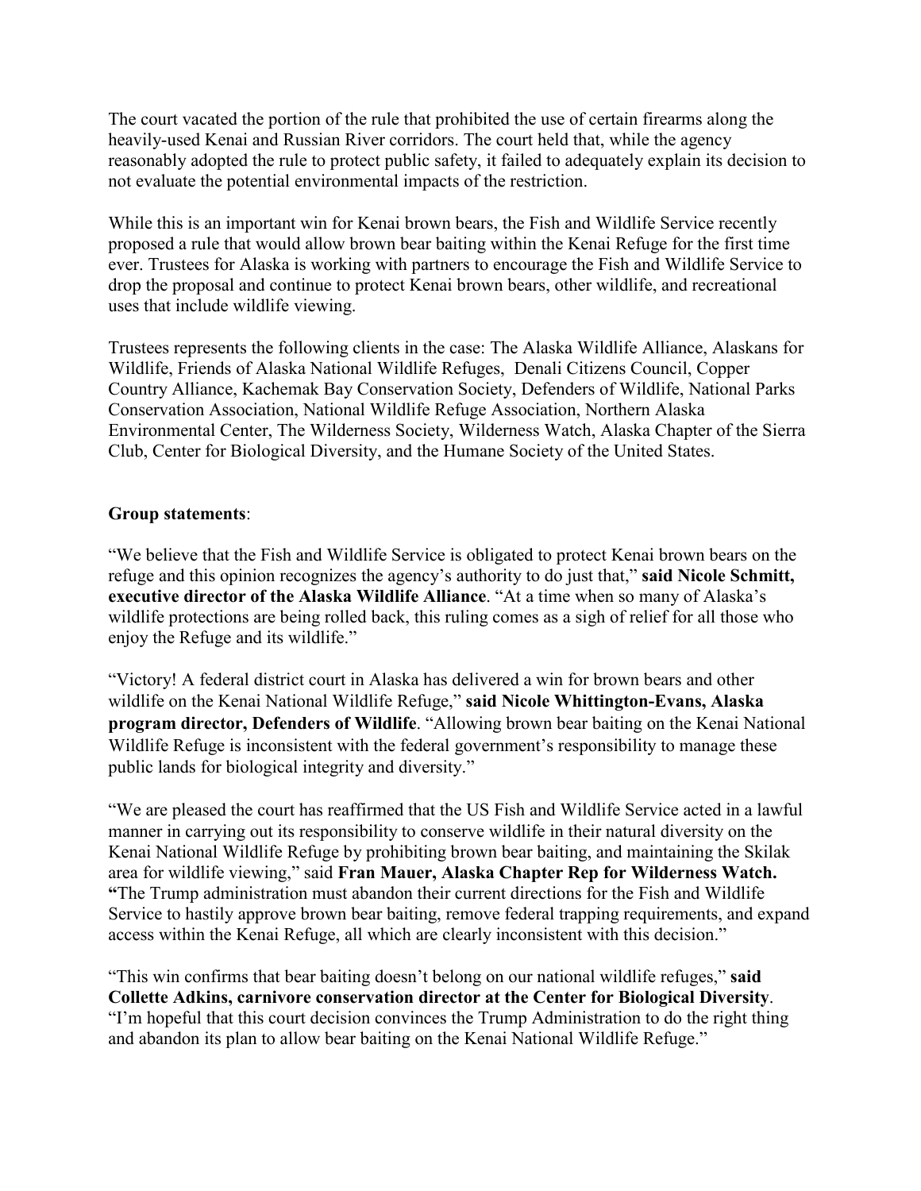The court vacated the portion of the rule that prohibited the use of certain firearms along the heavily-used Kenai and Russian River corridors. The court held that, while the agency reasonably adopted the rule to protect public safety, it failed to adequately explain its decision to not evaluate the potential environmental impacts of the restriction.

While this is an important win for Kenai brown bears, the Fish and Wildlife Service recently proposed a rule that would allow brown bear baiting within the Kenai Refuge for the first time ever. Trustees for Alaska is working with partners to encourage the Fish and Wildlife Service to drop the proposal and continue to protect Kenai brown bears, other wildlife, and recreational uses that include wildlife viewing.

Trustees represents the following clients in the case: The Alaska Wildlife Alliance, Alaskans for Wildlife, Friends of Alaska National Wildlife Refuges, Denali Citizens Council, Copper Country Alliance, Kachemak Bay Conservation Society, Defenders of Wildlife, National Parks Conservation Association, National Wildlife Refuge Association, Northern Alaska Environmental Center, The Wilderness Society, Wilderness Watch, Alaska Chapter of the Sierra Club, Center for Biological Diversity, and the Humane Society of the United States.

**Group statements**:

"We believe that the Fish and Wildlife Service is obligated to protect Kenai brown bears on the refuge and this opinion recognizes the agency's authority to do just that," **said Nicole Schmitt, executive director of the Alaska Wildlife Alliance**. "At a time when so many of Alaska's wildlife protections are being rolled back, this ruling comes as a sigh of relief for all those who enjoy the Refuge and its wildlife."

"Victory! A federal district court in Alaska has delivered a win for brown bears and other wildlife on the Kenai National Wildlife Refuge," **said Nicole Whittington-Evans, Alaska program director, Defenders of Wildlife**. "Allowing brown bear baiting on the Kenai National Wildlife Refuge is inconsistent with the federal government's responsibility to manage these public lands for biological integrity and diversity."

"We are pleased the court has reaffirmed that the US Fish and Wildlife Service acted in a lawful manner in carrying out its responsibility to conserve wildlife in their natural diversity on the Kenai National Wildlife Refuge by prohibiting brown bear baiting, and maintaining the Skilak area for wildlife viewing," said **Fran Mauer, Alaska Chapter Rep for Wilderness Watch. "**The Trump administration must abandon their current directions for the Fish and Wildlife Service to hastily approve brown bear baiting, remove federal trapping requirements, and expand access within the Kenai Refuge, all which are clearly inconsistent with this decision."

"This win confirms that bear baiting doesn't belong on our national wildlife refuges," **said Collette Adkins, carnivore conservation director at the Center for Biological Diversity**. "I'm hopeful that this court decision convinces the Trump Administration to do the right thing and abandon its plan to allow bear baiting on the Kenai National Wildlife Refuge."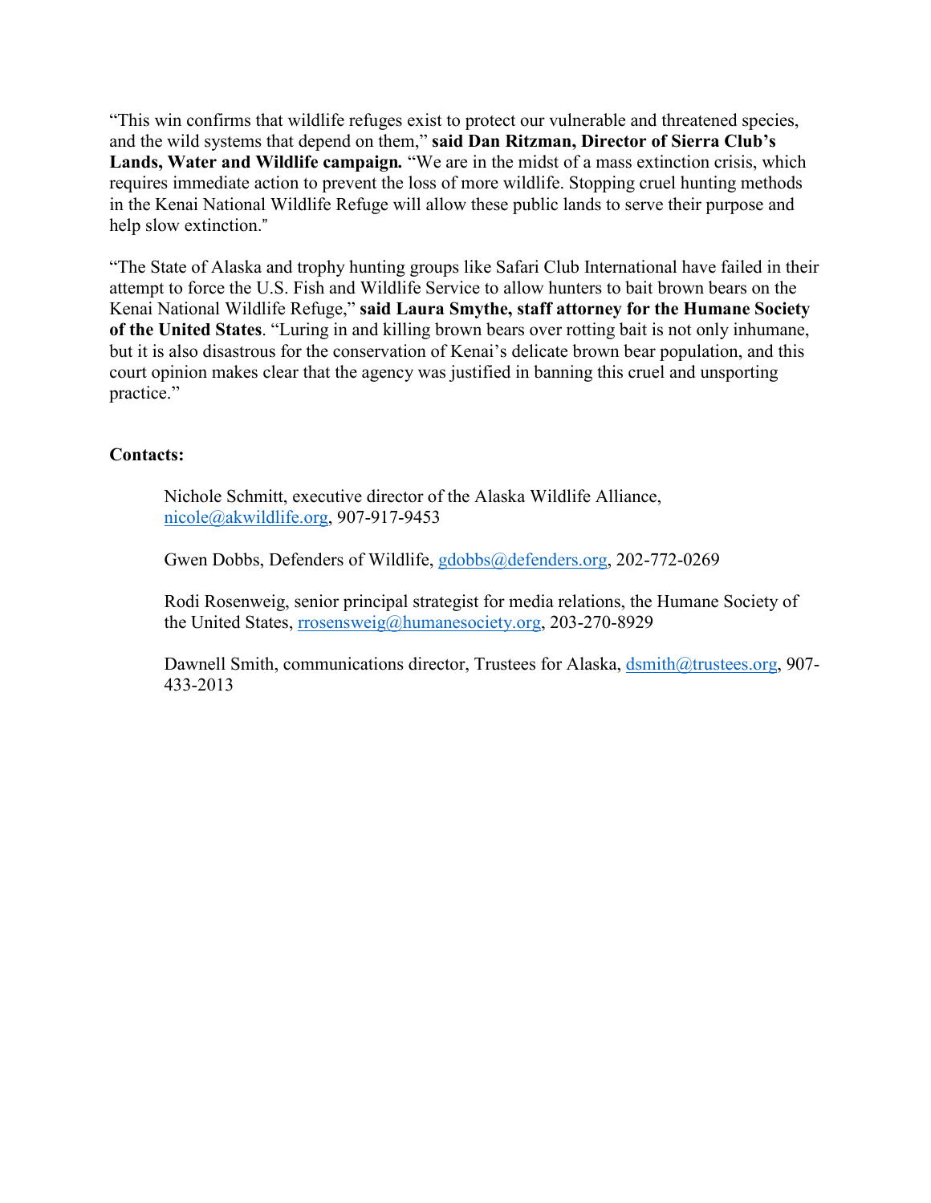"This win confirms that wildlife refuges exist to protect our vulnerable and threatened species, and the wild systems that depend on them," **said Dan Ritzman, Director of Sierra Club's Lands, Water and Wildlife campaign.** "We are in the midst of a mass extinction crisis, which requires immediate action to prevent the loss of more wildlife. Stopping cruel hunting methods in the Kenai National Wildlife Refuge will allow these public lands to serve their purpose and help slow extinction."

"The State of Alaska and trophy hunting groups like Safari Club International have failed in their attempt to force the U.S. Fish and Wildlife Service to allow hunters to bait brown bears on the Kenai National Wildlife Refuge," **said Laura Smythe, staff attorney for the Humane Society of the United States**. "Luring in and killing brown bears over rotting bait is not only inhumane, but it is also disastrous for the conservation of Kenai's delicate brown bear population, and this court opinion makes clear that the agency was justified in banning this cruel and unsporting practice."

**Contacts:**

Nichole Schmitt, executive director of the Alaska Wildlife Alliance, nicole@akwildlife.org, 907-917-9453

Gwen Dobbs, Defenders of Wildlife, gdobbs@defenders.org, 202-772-0269

Rodi Rosenweig, senior principal strategist for media relations, the Humane Society of the United States, rrosensweig@humanesociety.org, 203-270-8929

Dawnell Smith, communications director, Trustees for Alaska, dsmith@trustees.org, 907-433-2013